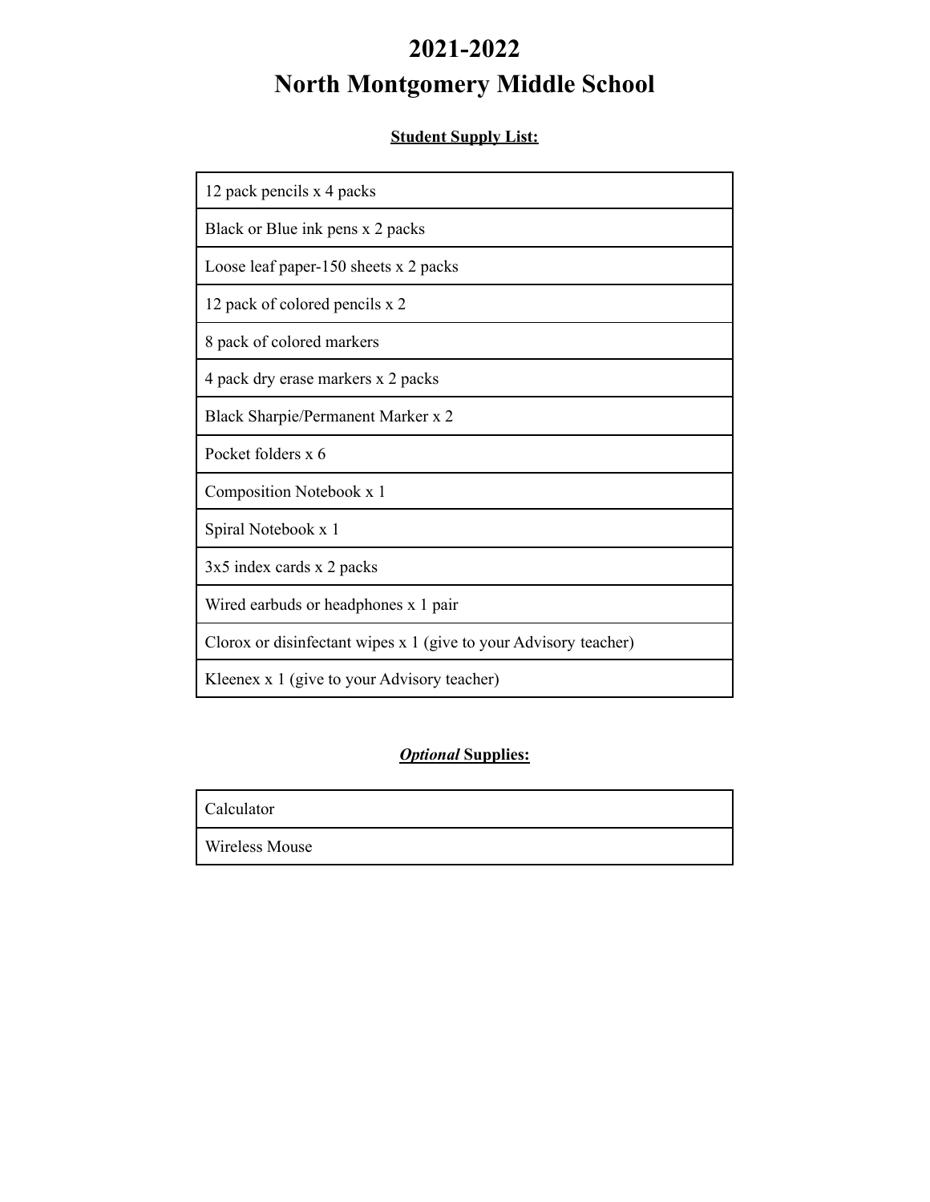# 2021-2022
# North Montgomery Middle School

**Student Supply List:**

| |
|---|
| 12 pack pencils x 4 packs |
| Black or Blue ink pens x 2 packs |
| Loose leaf paper-150 sheets x 2 packs |
| 12 pack of colored pencils x 2 |
| 8 pack of colored markers |
| 4 pack dry erase markers x 2 packs |
| Black Sharpie/Permanent Marker x 2 |
| Pocket folders x 6 |
| Composition Notebook x 1 |
| Spiral Notebook x 1 |
| 3x5 index cards x 2 packs |
| Wired earbuds or headphones x 1 pair |
| Clorox or disinfectant wipes x 1 (give to your Advisory teacher) |
| Kleenex x 1 (give to your Advisory teacher) |

***Optional*** **Supplies:**

| |
|---|
| Calculator |
| Wireless Mouse |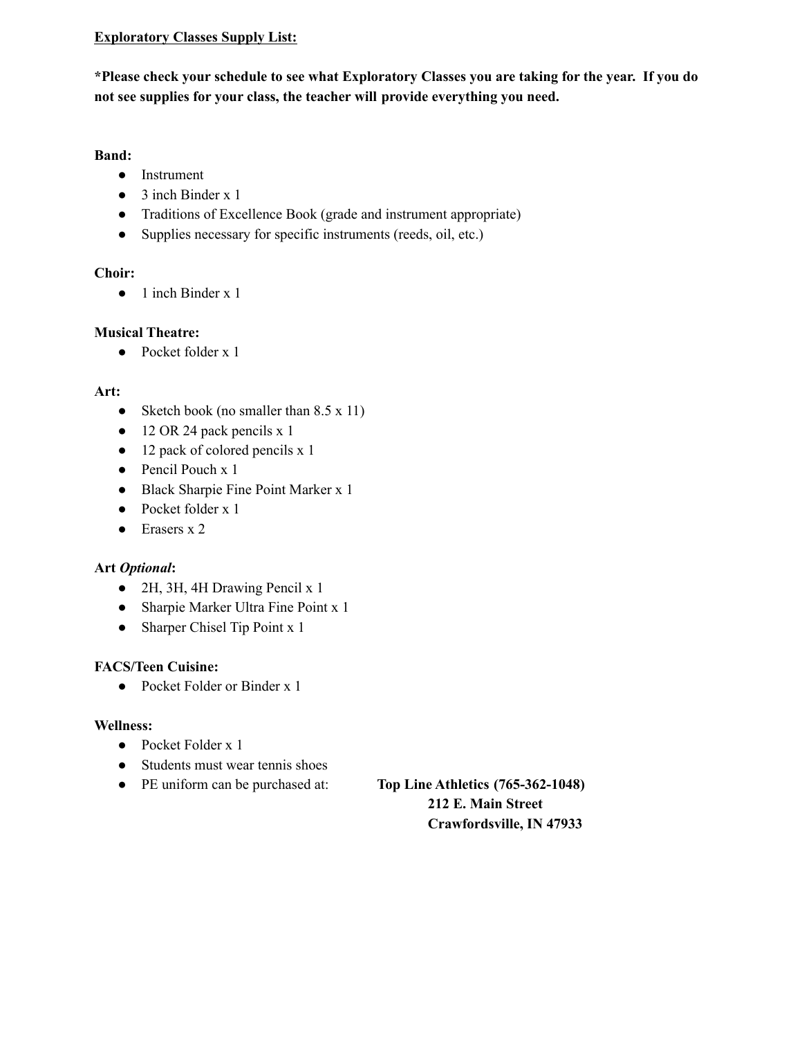**Exploratory Classes Supply List:**

**\*Please check your schedule to see what Exploratory Classes you are taking for the year. If you do not see supplies for your class, the teacher will provide everything you need.**

**Band:**

- Instrument
- 3 inch Binder x 1
- Traditions of Excellence Book (grade and instrument appropriate)
- Supplies necessary for specific instruments (reeds, oil, etc.)

**Choir:**

- 1 inch Binder x 1

**Musical Theatre:**

- Pocket folder x 1

**Art:**

- Sketch book (no smaller than 8.5 x 11)
- 12 OR 24 pack pencils x 1
- 12 pack of colored pencils x 1
- Pencil Pouch x 1
- Black Sharpie Fine Point Marker x 1
- Pocket folder x 1
- Erasers x 2

**Art *Optional*:**

- 2H, 3H, 4H Drawing Pencil x 1
- Sharpie Marker Ultra Fine Point x 1
- Sharper Chisel Tip Point x 1

**FACS/Teen Cuisine:**

- Pocket Folder or Binder x 1

**Wellness:**

- Pocket Folder x 1
- Students must wear tennis shoes
- PE uniform can be purchased at: **Top Line Athletics (765-362-1048)**
  **212 E. Main Street**
  **Crawfordsville, IN 47933**